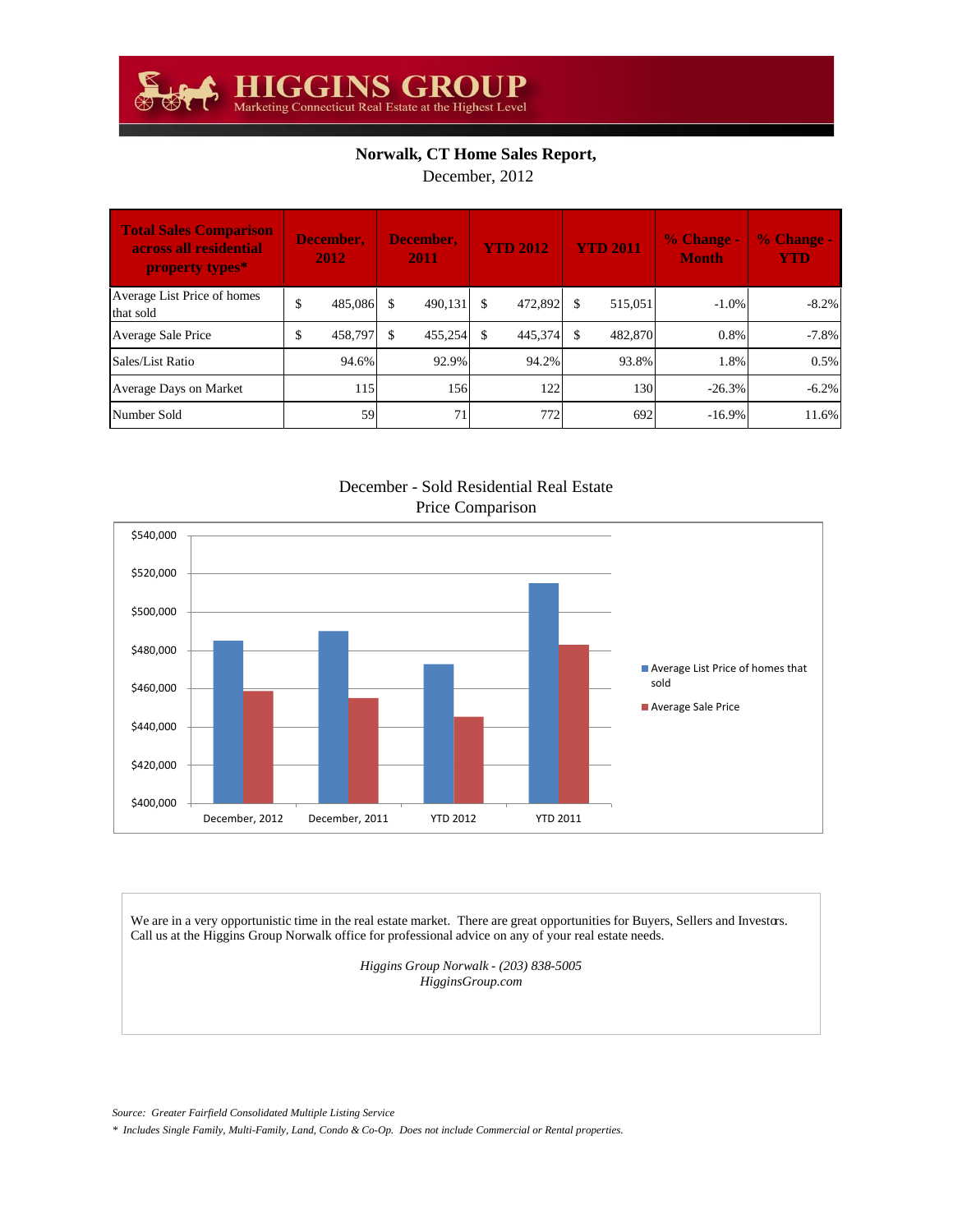# HIGGINS GROUP

Marketing Connecticut Real Estate at the Highest Level

## Norwalk, CT Home Sales Report,

December, 2012

| Total Sales Comparison across all residential property types* | December, 2012 | December, 2011 | YTD 2012 | YTD 2011 | % Change - Month | % Change - YTD |
|---|---|---|---|---|---|---|
| Average List Price of homes that sold | $ 485,086 | $ 490,131 | $ 472,892 | $ 515,051 | -1.0% | -8.2% |
| Average Sale Price | $ 458,797 | $ 455,254 | $ 445,374 | $ 482,870 | 0.8% | -7.8% |
| Sales/List Ratio | 94.6% | 92.9% | 94.2% | 93.8% | 1.8% | 0.5% |
| Average Days on Market | 115 | 156 | 122 | 130 | -26.3% | -6.2% |
| Number Sold | 59 | 71 | 772 | 692 | -16.9% | 11.6% |

December - Sold Residential Real Estate Price Comparison

We are in a very opportunistic time in the real estate market. There are great opportunities for Buyers, Sellers and Investors. Call us at the Higgins Group Norwalk office for professional advice on any of your real estate needs.

*Higgins Group Norwalk - (203) 838-5005*
*HigginsGroup.com*

*Source: Greater Fairfield Consolidated Multiple Listing Service*

*\* Includes Single Family, Multi-Family, Land, Condo & Co-Op. Does not include Commercial or Rental properties.*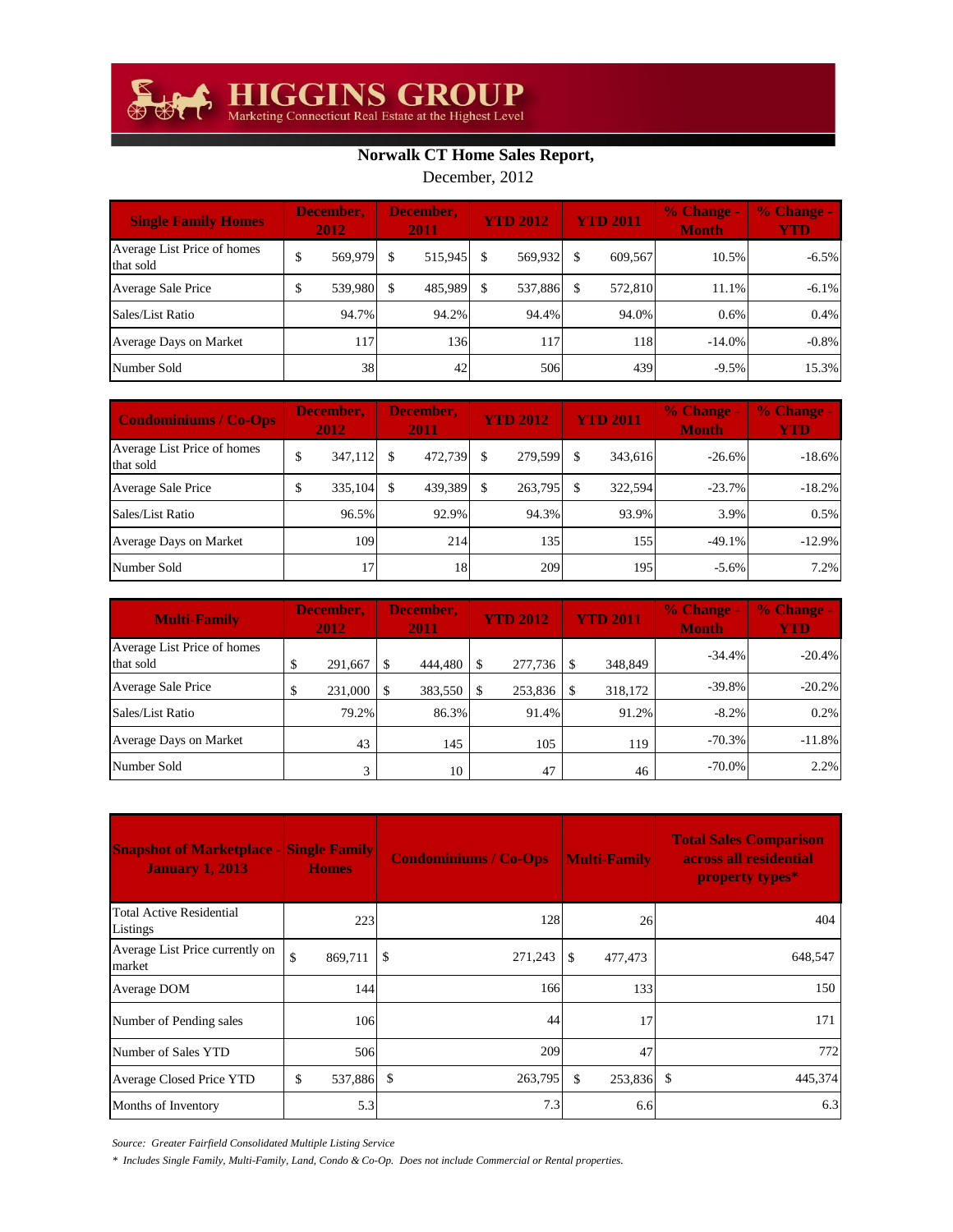# HIGGINS GROUP

Marketing Connecticut Real Estate at the Highest Level

**Norwalk CT Home Sales Report,**

December, 2012

| Single Family Homes | December, 2012 | December, 2011 | YTD 2012 | YTD 2011 | % Change - Month | % Change - YTD |
|---|---|---|---|---|---|---|
| Average List Price of homes that sold | $ 569,979 | $ 515,945 | $ 569,932 | $ 609,567 | 10.5% | -6.5% |
| Average Sale Price | $ 539,980 | $ 485,989 | $ 537,886 | $ 572,810 | 11.1% | -6.1% |
| Sales/List Ratio | 94.7% | 94.2% | 94.4% | 94.0% | 0.6% | 0.4% |
| Average Days on Market | 117 | 136 | 117 | 118 | -14.0% | -0.8% |
| Number Sold | 38 | 42 | 506 | 439 | -9.5% | 15.3% |

| Condominiums / Co-Ops | December, 2012 | December, 2011 | YTD 2012 | YTD 2011 | % Change - Month | % Change - YTD |
|---|---|---|---|---|---|---|
| Average List Price of homes that sold | $ 347,112 | $ 472,739 | $ 279,599 | $ 343,616 | -26.6% | -18.6% |
| Average Sale Price | $ 335,104 | $ 439,389 | $ 263,795 | $ 322,594 | -23.7% | -18.2% |
| Sales/List Ratio | 96.5% | 92.9% | 94.3% | 93.9% | 3.9% | 0.5% |
| Average Days on Market | 109 | 214 | 135 | 155 | -49.1% | -12.9% |
| Number Sold | 17 | 18 | 209 | 195 | -5.6% | 7.2% |

| Multi-Family | December, 2012 | December, 2011 | YTD 2012 | YTD 2011 | % Change - Month | % Change - YTD |
|---|---|---|---|---|---|---|
| Average List Price of homes that sold | $ 291,667 | $ 444,480 | $ 277,736 | $ 348,849 | -34.4% | -20.4% |
| Average Sale Price | $ 231,000 | $ 383,550 | $ 253,836 | $ 318,172 | -39.8% | -20.2% |
| Sales/List Ratio | 79.2% | 86.3% | 91.4% | 91.2% | -8.2% | 0.2% |
| Average Days on Market | 43 | 145 | 105 | 119 | -70.3% | -11.8% |
| Number Sold | 3 | 10 | 47 | 46 | -70.0% | 2.2% |

| Snapshot of Marketplace - January 1, 2013 | Single Family Homes | Condominiums / Co-Ops | Multi-Family | Total Sales Comparison across all residential property types* |
|---|---|---|---|---|
| Total Active Residential Listings | 223 | 128 | 26 | 404 |
| Average List Price currently on market | $ 869,711 | $ 271,243 | $ 477,473 | 648,547 |
| Average DOM | 144 | 166 | 133 | 150 |
| Number of Pending sales | 106 | 44 | 17 | 171 |
| Number of Sales YTD | 506 | 209 | 47 | 772 |
| Average Closed Price YTD | $ 537,886 | $ 263,795 | $ 253,836 | $ 445,374 |
| Months of Inventory | 5.3 | 7.3 | 6.6 | 6.3 |

*Source: Greater Fairfield Consolidated Multiple Listing Service*

*\* Includes Single Family, Multi-Family, Land, Condo & Co-Op. Does not include Commercial or Rental properties.*